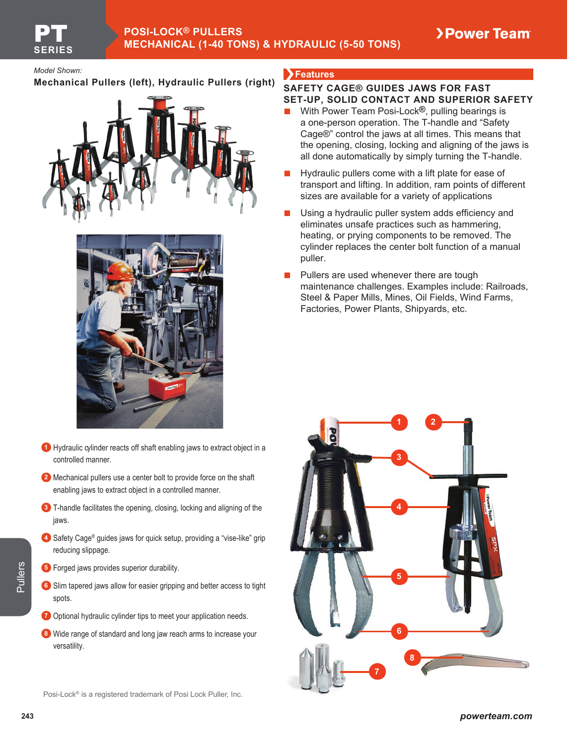# PT SERIES

## POSI-LOCK® PULLERS
## MECHANICAL (1-40 TONS) & HYDRAULIC (5-50 TONS)

*Model Shown:*
**Mechanical Pullers (left), Hydraulic Pullers (right)**

## Features

### SAFETY CAGE® GUIDES JAWS FOR FAST SET-UP, SOLID CONTACT AND SUPERIOR SAFETY

- With Power Team Posi-Lock®, pulling bearings is a one-person operation. The T-handle and "Safety Cage®" control the jaws at all times. This means that the opening, closing, locking and aligning of the jaws is all done automatically by simply turning the T-handle.
- Hydraulic pullers come with a lift plate for ease of transport and lifting. In addition, ram points of different sizes are available for a variety of applications
- Using a hydraulic puller system adds efficiency and eliminates unsafe practices such as hammering, heating, or prying components to be removed. The cylinder replaces the center bolt function of a manual puller.
- Pullers are used whenever there are tough maintenance challenges. Examples include: Railroads, Steel & Paper Mills, Mines, Oil Fields, Wind Farms, Factories, Power Plants, Shipyards, etc.

1. Hydraulic cylinder reacts off shaft enabling jaws to extract object in a controlled manner.
2. Mechanical pullers use a center bolt to provide force on the shaft enabling jaws to extract object in a controlled manner.
3. T-handle facilitates the opening, closing, locking and aligning of the jaws.
4. Safety Cage® guides jaws for quick setup, providing a "vise-like" grip reducing slippage.
5. Forged jaws provides superior durability.
6. Slim tapered jaws allow for easier gripping and better access to tight spots.
7. Optional hydraulic cylinder tips to meet your application needs.
8. Wide range of standard and long jaw reach arms to increase your versatility.

Posi-Lock® is a registered trademark of Posi Lock Puller, Inc.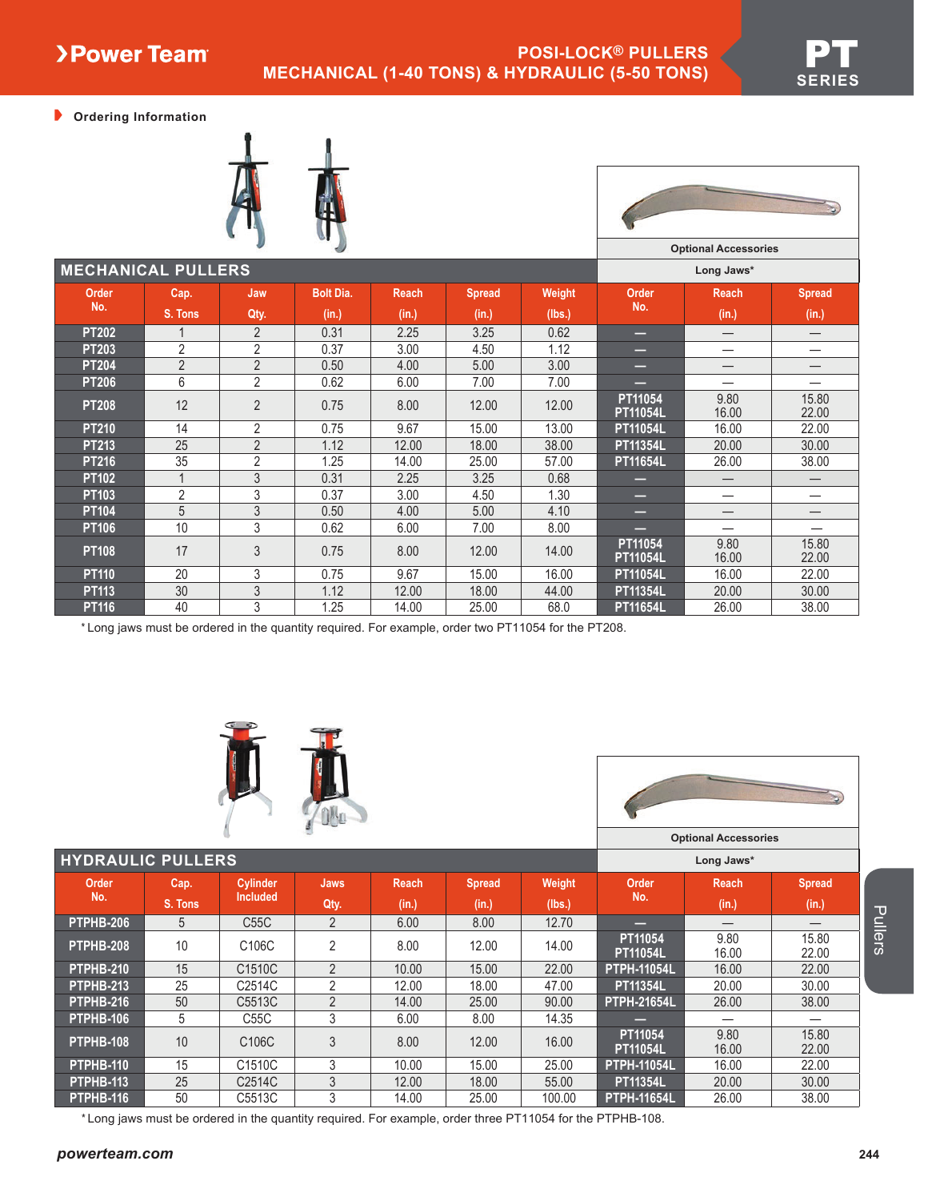# POSI-LOCK® PULLERS
## MECHANICAL (1-40 TONS) & HYDRAULIC (5-50 TONS)

### Ordering Information

## MECHANICAL PULLERS

| Order No. | Cap. S. Tons | Jaw Qty. | Bolt Dia. (in.) | Reach (in.) | Spread (in.) | Weight (lbs.) | Optional Accessories – Long Jaws* Order No. | Reach (in.) | Spread (in.) |
|---|---|---|---|---|---|---|---|---|---|
| PT202 | 1 | 2 | 0.31 | 2.25 | 3.25 | 0.62 | — | — | — |
| PT203 | 2 | 2 | 0.37 | 3.00 | 4.50 | 1.12 | — | — | — |
| PT204 | 2 | 2 | 0.50 | 4.00 | 5.00 | 3.00 | — | — | — |
| PT206 | 6 | 2 | 0.62 | 6.00 | 7.00 | 7.00 | — | — | — |
| PT208 | 12 | 2 | 0.75 | 8.00 | 12.00 | 12.00 | PT11054<br>PT11054L | 9.80<br>16.00 | 15.80<br>22.00 |
| PT210 | 14 | 2 | 0.75 | 9.67 | 15.00 | 13.00 | PT11054L | 16.00 | 22.00 |
| PT213 | 25 | 2 | 1.12 | 12.00 | 18.00 | 38.00 | PT11354L | 20.00 | 30.00 |
| PT216 | 35 | 2 | 1.25 | 14.00 | 25.00 | 57.00 | PT11654L | 26.00 | 38.00 |
| PT102 | 1 | 3 | 0.31 | 2.25 | 3.25 | 0.68 | — | — | — |
| PT103 | 2 | 3 | 0.37 | 3.00 | 4.50 | 1.30 | — | — | — |
| PT104 | 5 | 3 | 0.50 | 4.00 | 5.00 | 4.10 | — | — | — |
| PT106 | 10 | 3 | 0.62 | 6.00 | 7.00 | 8.00 | — | — | — |
| PT108 | 17 | 3 | 0.75 | 8.00 | 12.00 | 14.00 | PT11054<br>PT11054L | 9.80<br>16.00 | 15.80<br>22.00 |
| PT110 | 20 | 3 | 0.75 | 9.67 | 15.00 | 16.00 | PT11054L | 16.00 | 22.00 |
| PT113 | 30 | 3 | 1.12 | 12.00 | 18.00 | 44.00 | PT11354L | 20.00 | 30.00 |
| PT116 | 40 | 3 | 1.25 | 14.00 | 25.00 | 68.0 | PT11654L | 26.00 | 38.00 |

*Long jaws must be ordered in the quantity required. For example, order two PT11054 for the PT208.

## HYDRAULIC PULLERS

| Order No. | Cap. S. Tons | Cylinder Included | Jaws Qty. | Reach (in.) | Spread (in.) | Weight (lbs.) | Optional Accessories – Long Jaws* Order No. | Reach (in.) | Spread (in.) |
|---|---|---|---|---|---|---|---|---|---|
| PTPHB-206 | 5 | C55C | 2 | 6.00 | 8.00 | 12.70 | — | — | — |
| PTPHB-208 | 10 | C106C | 2 | 8.00 | 12.00 | 14.00 | PT11054<br>PT11054L | 9.80<br>16.00 | 15.80<br>22.00 |
| PTPHB-210 | 15 | C1510C | 2 | 10.00 | 15.00 | 22.00 | PTPH-11054L | 16.00 | 22.00 |
| PTPHB-213 | 25 | C2514C | 2 | 12.00 | 18.00 | 47.00 | PT11354L | 20.00 | 30.00 |
| PTPHB-216 | 50 | C5513C | 2 | 14.00 | 25.00 | 90.00 | PTPH-21654L | 26.00 | 38.00 |
| PTPHB-106 | 5 | C55C | 3 | 6.00 | 8.00 | 14.35 | — | — | — |
| PTPHB-108 | 10 | C106C | 3 | 8.00 | 12.00 | 16.00 | PT11054<br>PT11054L | 9.80<br>16.00 | 15.80<br>22.00 |
| PTPHB-110 | 15 | C1510C | 3 | 10.00 | 15.00 | 25.00 | PTPH-11054L | 16.00 | 22.00 |
| PTPHB-113 | 25 | C2514C | 3 | 12.00 | 18.00 | 55.00 | PT11354L | 20.00 | 30.00 |
| PTPHB-116 | 50 | C5513C | 3 | 14.00 | 25.00 | 100.00 | PTPH-11654L | 26.00 | 38.00 |

*Long jaws must be ordered in the quantity required. For example, order three PT11054 for the PTPHB-108.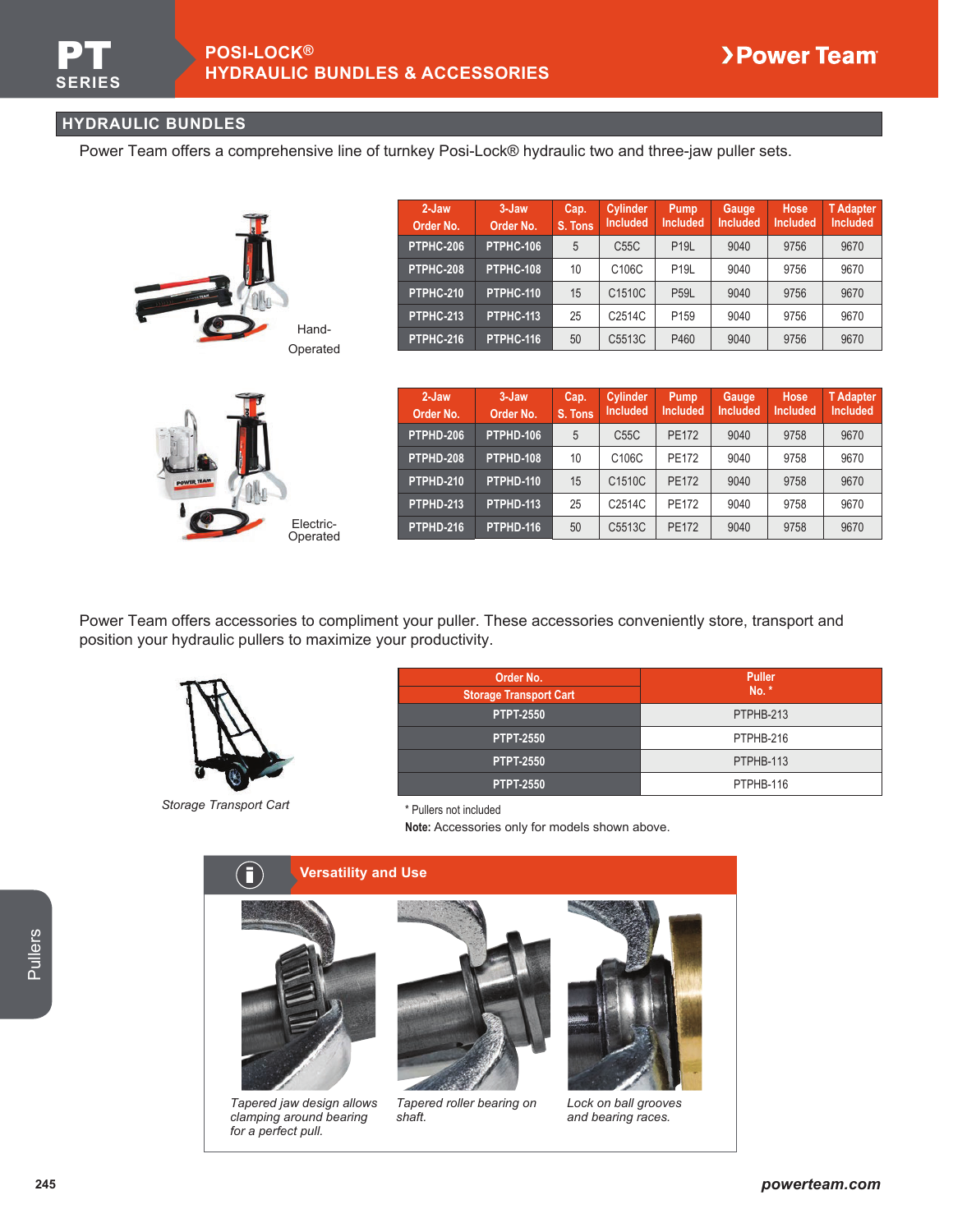# POSI-LOCK® HYDRAULIC BUNDLES & ACCESSORIES

## HYDRAULIC BUNDLES

Power Team offers a comprehensive line of turnkey Posi-Lock® hydraulic two and three-jaw puller sets.

Hand-Operated

| 2-Jaw Order No. | 3-Jaw Order No. | Cap. S. Tons | Cylinder Included | Pump Included | Gauge Included | Hose Included | T Adapter Included |
|---|---|---|---|---|---|---|---|
| PTPHC-206 | PTPHC-106 | 5 | C55C | P19L | 9040 | 9756 | 9670 |
| PTPHC-208 | PTPHC-108 | 10 | C106C | P19L | 9040 | 9756 | 9670 |
| PTPHC-210 | PTPHC-110 | 15 | C1510C | P59L | 9040 | 9756 | 9670 |
| PTPHC-213 | PTPHC-113 | 25 | C2514C | P159 | 9040 | 9756 | 9670 |
| PTPHC-216 | PTPHC-116 | 50 | C5513C | P460 | 9040 | 9756 | 9670 |

Electric-Operated

| 2-Jaw Order No. | 3-Jaw Order No. | Cap. S. Tons | Cylinder Included | Pump Included | Gauge Included | Hose Included | T Adapter Included |
|---|---|---|---|---|---|---|---|
| PTPHD-206 | PTPHD-106 | 5 | C55C | PE172 | 9040 | 9758 | 9670 |
| PTPHD-208 | PTPHD-108 | 10 | C106C | PE172 | 9040 | 9758 | 9670 |
| PTPHD-210 | PTPHD-110 | 15 | C1510C | PE172 | 9040 | 9758 | 9670 |
| PTPHD-213 | PTPHD-113 | 25 | C2514C | PE172 | 9040 | 9758 | 9670 |
| PTPHD-216 | PTPHD-116 | 50 | C5513C | PE172 | 9040 | 9758 | 9670 |

Power Team offers accessories to compliment your puller. These accessories conveniently store, transport and position your hydraulic pullers to maximize your productivity.

*Storage Transport Cart*

| Order No. Storage Transport Cart | Puller No. * |
|---|---|
| PTPT-2550 | PTPHB-213 |
| PTPT-2550 | PTPHB-216 |
| PTPT-2550 | PTPHB-113 |
| PTPT-2550 | PTPHB-116 |

* Pullers not included

**Note:** Accessories only for models shown above.

### Versatility and Use

*Tapered jaw design allows clamping around bearing for a perfect pull.*

*Tapered roller bearing on shaft.*

*Lock on ball grooves and bearing races.*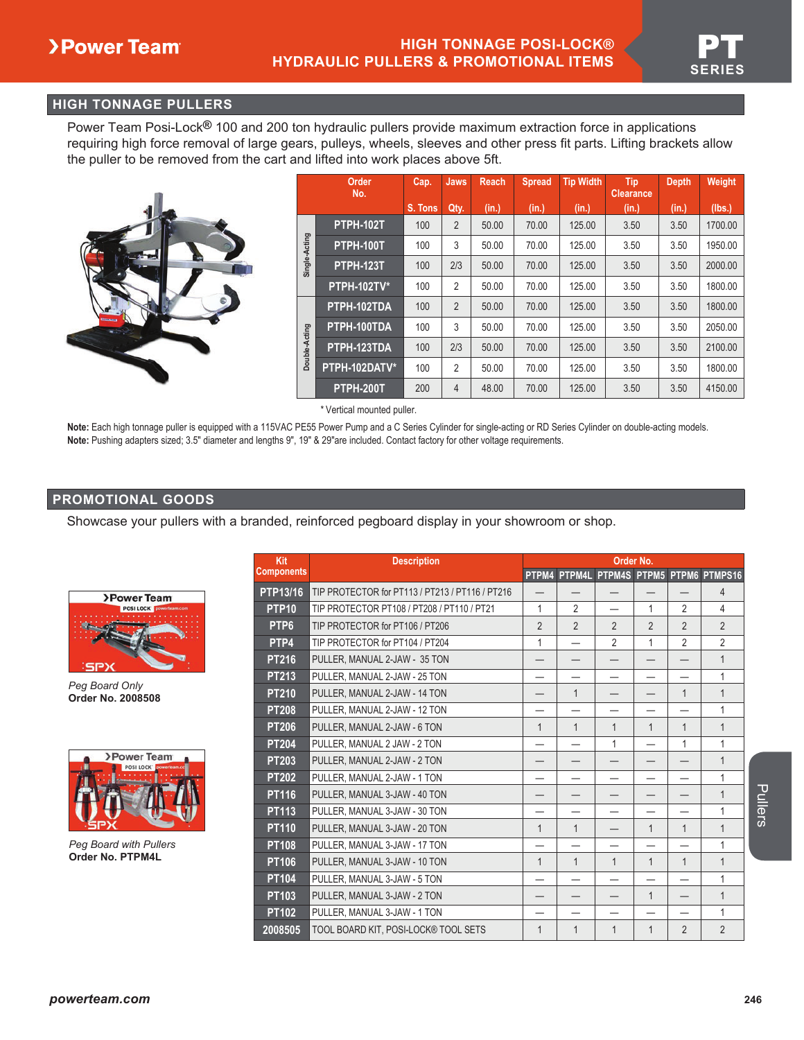## HIGH TONNAGE PULLERS

Power Team Posi-Lock® 100 and 200 ton hydraulic pullers provide maximum extraction force in applications requiring high force removal of large gears, pulleys, wheels, sleeves and other press fit parts. Lifting brackets allow the puller to be removed from the cart and lifted into work places above 5ft.

| | Order No. | Cap. S. Tons | Jaws Qty. | Reach (in.) | Spread (in.) | Tip Width (in.) | Tip Clearance (in.) | Depth (in.) | Weight (lbs.) |
|---|---|---|---|---|---|---|---|---|---|
| Single-Acting | PTPH-102T | 100 | 2 | 50.00 | 70.00 | 125.00 | 3.50 | 3.50 | 1700.00 |
| | PTPH-100T | 100 | 3 | 50.00 | 70.00 | 125.00 | 3.50 | 3.50 | 1950.00 |
| | PTPH-123T | 100 | 2/3 | 50.00 | 70.00 | 125.00 | 3.50 | 3.50 | 2000.00 |
| | PTPH-102TV* | 100 | 2 | 50.00 | 70.00 | 125.00 | 3.50 | 3.50 | 1800.00 |
| Double-Acting | PTPH-102TDA | 100 | 2 | 50.00 | 70.00 | 125.00 | 3.50 | 3.50 | 1800.00 |
| | PTPH-100TDA | 100 | 3 | 50.00 | 70.00 | 125.00 | 3.50 | 3.50 | 2050.00 |
| | PTPH-123TDA | 100 | 2/3 | 50.00 | 70.00 | 125.00 | 3.50 | 3.50 | 2100.00 |
| | PTPH-102DATV* | 100 | 2 | 50.00 | 70.00 | 125.00 | 3.50 | 3.50 | 1800.00 |
| | PTPH-200T | 200 | 4 | 48.00 | 70.00 | 125.00 | 3.50 | 3.50 | 4150.00 |

* Vertical mounted puller.

**Note:** Each high tonnage puller is equipped with a 115VAC PE55 Power Pump and a C Series Cylinder for single-acting or RD Series Cylinder on double-acting models.
**Note:** Pushing adapters sized; 3.5" diameter and lengths 9", 19" & 29"are included. Contact factory for other voltage requirements.

## PROMOTIONAL GOODS

Showcase your pullers with a branded, reinforced pegboard display in your showroom or shop.

*Peg Board Only*
**Order No. 2008508**

*Peg Board with Pullers*
**Order No. PTPM4L**

| Kit Components | Description | Order No. | | | | | |
|---|---|---|---|---|---|---|---|
| | | PTPM4 | PTPM4L | PTPM4S | PTPM5 | PTPM6 | PTMPS16 |
| PTP13/16 | TIP PROTECTOR for PT113 / PT213 / PT116 / PT216 | — | — | — | — | — | 4 |
| PTP10 | TIP PROTECTOR PT108 / PT208 / PT110 / PT21 | 1 | 2 | — | 1 | 2 | 4 |
| PTP6 | TIP PROTECTOR for PT106 / PT206 | 2 | 2 | 2 | 2 | 2 | 2 |
| PTP4 | TIP PROTECTOR for PT104 / PT204 | 1 | — | 2 | 1 | 2 | 2 |
| PT216 | PULLER, MANUAL 2-JAW - 35 TON | — | — | — | — | — | 1 |
| PT213 | PULLER, MANUAL 2-JAW - 25 TON | — | — | — | — | — | 1 |
| PT210 | PULLER, MANUAL 2-JAW - 14 TON | — | 1 | — | — | 1 | 1 |
| PT208 | PULLER, MANUAL 2-JAW - 12 TON | — | — | — | — | — | 1 |
| PT206 | PULLER, MANUAL 2-JAW - 6 TON | 1 | 1 | 1 | 1 | 1 | 1 |
| PT204 | PULLER, MANUAL 2 JAW - 2 TON | — | — | 1 | — | 1 | 1 |
| PT203 | PULLER, MANUAL 2-JAW - 2 TON | — | — | — | — | — | 1 |
| PT202 | PULLER, MANUAL 2-JAW - 1 TON | — | — | — | — | — | 1 |
| PT116 | PULLER, MANUAL 3-JAW - 40 TON | — | — | — | — | — | 1 |
| PT113 | PULLER, MANUAL 3-JAW - 30 TON | — | — | — | — | — | 1 |
| PT110 | PULLER, MANUAL 3-JAW - 20 TON | 1 | 1 | — | 1 | 1 | 1 |
| PT108 | PULLER, MANUAL 3-JAW - 17 TON | — | — | — | — | — | 1 |
| PT106 | PULLER, MANUAL 3-JAW - 10 TON | 1 | 1 | 1 | 1 | 1 | 1 |
| PT104 | PULLER, MANUAL 3-JAW - 5 TON | — | — | — | — | — | 1 |
| PT103 | PULLER, MANUAL 3-JAW - 2 TON | — | — | — | 1 | — | 1 |
| PT102 | PULLER, MANUAL 3-JAW - 1 TON | — | — | — | — | — | 1 |
| 2008505 | TOOL BOARD KIT, POSI-LOCK® TOOL SETS | 1 | 1 | 1 | 1 | 2 | 2 |